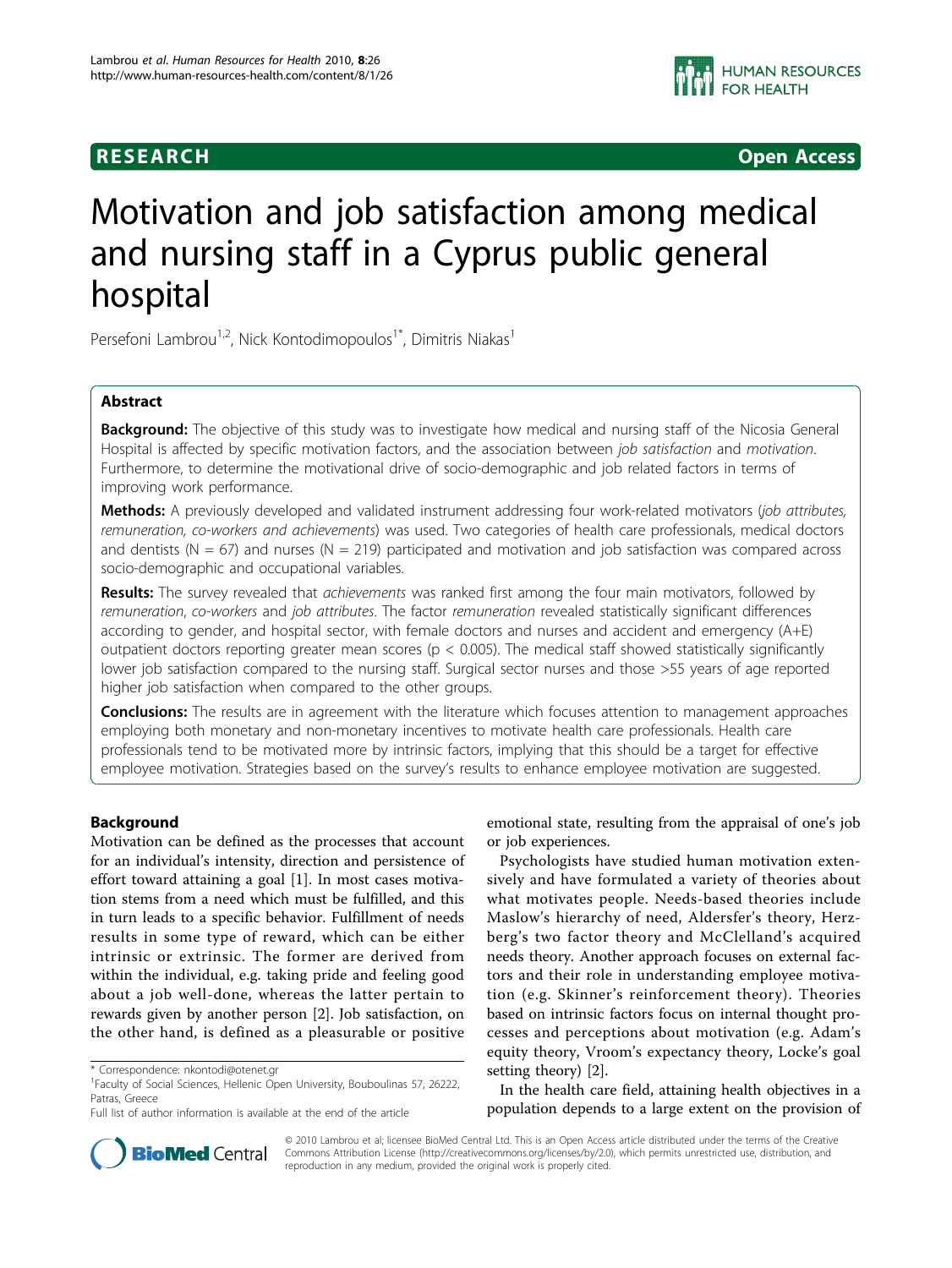**RESEARCH** **Open Access**

# Motivation and job satisfaction among medical and nursing staff in a Cyprus public general hospital

Persefoni Lambrou[1,2], Nick Kontodimopoulos[1*], Dimitris Niakas[1]

## Abstract

**Background:** The objective of this study was to investigate how medical and nursing staff of the Nicosia General Hospital is affected by specific motivation factors, and the association between *job satisfaction* and *motivation*. Furthermore, to determine the motivational drive of socio-demographic and job related factors in terms of improving work performance.

**Methods:** A previously developed and validated instrument addressing four work-related motivators (*job attributes, remuneration, co-workers and achievements*) was used. Two categories of health care professionals, medical doctors and dentists (N = 67) and nurses (N = 219) participated and motivation and job satisfaction was compared across socio-demographic and occupational variables.

**Results:** The survey revealed that *achievements* was ranked first among the four main motivators, followed by *remuneration*, *co-workers* and *job attributes*. The factor *remuneration* revealed statistically significant differences according to gender, and hospital sector, with female doctors and nurses and accident and emergency (A+E) outpatient doctors reporting greater mean scores ($p < 0.005$). The medical staff showed statistically significantly lower job satisfaction compared to the nursing staff. Surgical sector nurses and those >55 years of age reported higher job satisfaction when compared to the other groups.

**Conclusions:** The results are in agreement with the literature which focuses attention to management approaches employing both monetary and non-monetary incentives to motivate health care professionals. Health care professionals tend to be motivated more by intrinsic factors, implying that this should be a target for effective employee motivation. Strategies based on the survey's results to enhance employee motivation are suggested.

## Background

Motivation can be defined as the processes that account for an individual's intensity, direction and persistence of effort toward attaining a goal [1]. In most cases motivation stems from a need which must be fulfilled, and this in turn leads to a specific behavior. Fulfillment of needs results in some type of reward, which can be either intrinsic or extrinsic. The former are derived from within the individual, e.g. taking pride and feeling good about a job well-done, whereas the latter pertain to rewards given by another person [2]. Job satisfaction, on the other hand, is defined as a pleasurable or positive emotional state, resulting from the appraisal of one's job or job experiences.

Psychologists have studied human motivation extensively and have formulated a variety of theories about what motivates people. Needs-based theories include Maslow's hierarchy of need, Aldersfer's theory, Herzberg's two factor theory and McClelland's acquired needs theory. Another approach focuses on external factors and their role in understanding employee motivation (e.g. Skinner's reinforcement theory). Theories based on intrinsic factors focus on internal thought processes and perceptions about motivation (e.g. Adam's equity theory, Vroom's expectancy theory, Locke's goal setting theory) [2].

In the health care field, attaining health objectives in a population depends to a large extent on the provision of

\* Correspondence: nkontodi@otenet.gr
[1]Faculty of Social Sciences, Hellenic Open University, Bouboulinas 57, 26222, Patras, Greece
Full list of author information is available at the end of the article

© 2010 Lambrou et al; licensee BioMed Central Ltd. This is an Open Access article distributed under the terms of the Creative Commons Attribution License (http://creativecommons.org/licenses/by/2.0), which permits unrestricted use, distribution, and reproduction in any medium, provided the original work is properly cited.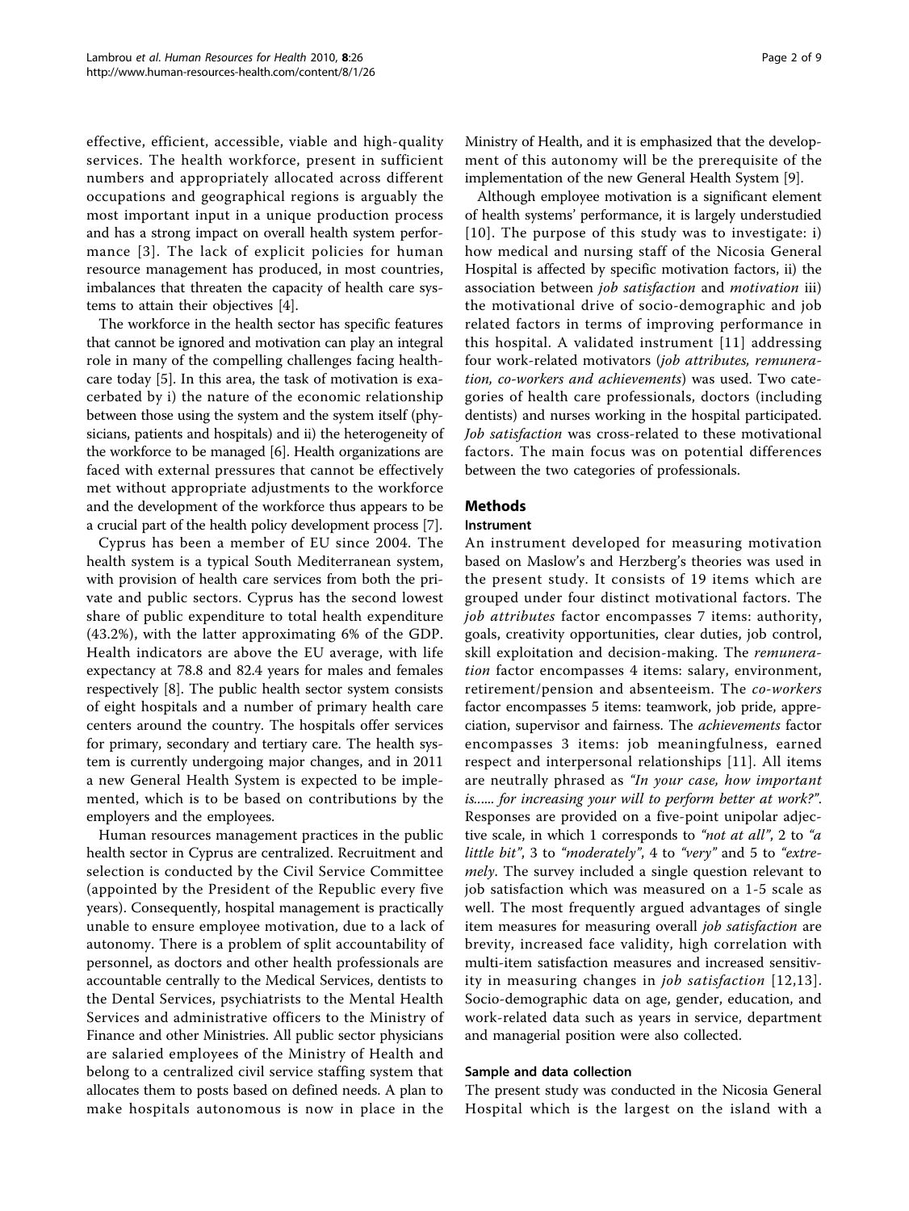effective, efficient, accessible, viable and high-quality services. The health workforce, present in sufficient numbers and appropriately allocated across different occupations and geographical regions is arguably the most important input in a unique production process and has a strong impact on overall health system performance [3]. The lack of explicit policies for human resource management has produced, in most countries, imbalances that threaten the capacity of health care systems to attain their objectives [4].

The workforce in the health sector has specific features that cannot be ignored and motivation can play an integral role in many of the compelling challenges facing healthcare today [5]. In this area, the task of motivation is exacerbated by i) the nature of the economic relationship between those using the system and the system itself (physicians, patients and hospitals) and ii) the heterogeneity of the workforce to be managed [6]. Health organizations are faced with external pressures that cannot be effectively met without appropriate adjustments to the workforce and the development of the workforce thus appears to be a crucial part of the health policy development process [7].

Cyprus has been a member of EU since 2004. The health system is a typical South Mediterranean system, with provision of health care services from both the private and public sectors. Cyprus has the second lowest share of public expenditure to total health expenditure (43.2%), with the latter approximating 6% of the GDP. Health indicators are above the EU average, with life expectancy at 78.8 and 82.4 years for males and females respectively [8]. The public health sector system consists of eight hospitals and a number of primary health care centers around the country. The hospitals offer services for primary, secondary and tertiary care. The health system is currently undergoing major changes, and in 2011 a new General Health System is expected to be implemented, which is to be based on contributions by the employers and the employees.

Human resources management practices in the public health sector in Cyprus are centralized. Recruitment and selection is conducted by the Civil Service Committee (appointed by the President of the Republic every five years). Consequently, hospital management is practically unable to ensure employee motivation, due to a lack of autonomy. There is a problem of split accountability of personnel, as doctors and other health professionals are accountable centrally to the Medical Services, dentists to the Dental Services, psychiatrists to the Mental Health Services and administrative officers to the Ministry of Finance and other Ministries. All public sector physicians are salaried employees of the Ministry of Health and belong to a centralized civil service staffing system that allocates them to posts based on defined needs. A plan to make hospitals autonomous is now in place in the Ministry of Health, and it is emphasized that the development of this autonomy will be the prerequisite of the implementation of the new General Health System [9].

Although employee motivation is a significant element of health systems' performance, it is largely understudied [10]. The purpose of this study was to investigate: i) how medical and nursing staff of the Nicosia General Hospital is affected by specific motivation factors, ii) the association between *job satisfaction* and *motivation* iii) the motivational drive of socio-demographic and job related factors in terms of improving performance in this hospital. A validated instrument [11] addressing four work-related motivators (*job attributes, remuneration, co-workers and achievements*) was used. Two categories of health care professionals, doctors (including dentists) and nurses working in the hospital participated. *Job satisfaction* was cross-related to these motivational factors. The main focus was on potential differences between the two categories of professionals.

## Methods

### Instrument

An instrument developed for measuring motivation based on Maslow's and Herzberg's theories was used in the present study. It consists of 19 items which are grouped under four distinct motivational factors. The *job attributes* factor encompasses 7 items: authority, goals, creativity opportunities, clear duties, job control, skill exploitation and decision-making. The *remuneration* factor encompasses 4 items: salary, environment, retirement/pension and absenteeism. The *co-workers* factor encompasses 5 items: teamwork, job pride, appreciation, supervisor and fairness. The *achievements* factor encompasses 3 items: job meaningfulness, earned respect and interpersonal relationships [11]. All items are neutrally phrased as *"In your case, how important is...... for increasing your will to perform better at work?"*. Responses are provided on a five-point unipolar adjective scale, in which 1 corresponds to *"not at all"*, 2 to *"a little bit"*, 3 to *"moderately"*, 4 to *"very"* and 5 to *"extremely*. The survey included a single question relevant to job satisfaction which was measured on a 1-5 scale as well. The most frequently argued advantages of single item measures for measuring overall *job satisfaction* are brevity, increased face validity, high correlation with multi-item satisfaction measures and increased sensitivity in measuring changes in *job satisfaction* [12,13]. Socio-demographic data on age, gender, education, and work-related data such as years in service, department and managerial position were also collected.

### Sample and data collection

The present study was conducted in the Nicosia General Hospital which is the largest on the island with a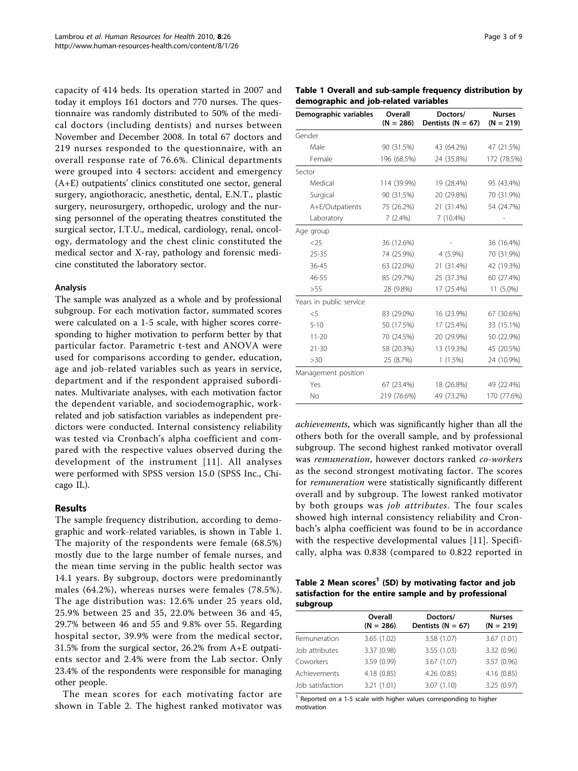capacity of 414 beds. Its operation started in 2007 and today it employs 161 doctors and 770 nurses. The questionnaire was randomly distributed to 50% of the medical doctors (including dentists) and nurses between November and December 2008. In total 67 doctors and 219 nurses responded to the questionnaire, with an overall response rate of 76.6%. Clinical departments were grouped into 4 sectors: accident and emergency (A+E) outpatients' clinics constituted one sector, general surgery, angiothoracic, anesthetic, dental, E.N.T., plastic surgery, neurosurgery, orthopedic, urology and the nursing personnel of the operating theatres constituted the surgical sector, I.T.U., medical, cardiology, renal, oncology, dermatology and the chest clinic constituted the medical sector and X-ray, pathology and forensic medicine constituted the laboratory sector.

### Analysis

The sample was analyzed as a whole and by professional subgroup. For each motivation factor, summated scores were calculated on a 1-5 scale, with higher scores corresponding to higher motivation to perform better by that particular factor. Parametric t-test and ANOVA were used for comparisons according to gender, education, age and job-related variables such as years in service, department and if the respondent appraised subordinates. Multivariate analyses, with each motivation factor the dependent variable, and sociodemographic, work-related and job satisfaction variables as independent predictors were conducted. Internal consistency reliability was tested via Cronbach's alpha coefficient and compared with the respective values observed during the development of the instrument [11]. All analyses were performed with SPSS version 15.0 (SPSS Inc., Chicago IL).

## Results

The sample frequency distribution, according to demographic and work-related variables, is shown in Table 1. The majority of the respondents were female (68.5%) mostly due to the large number of female nurses, and the mean time serving in the public health sector was 14.1 years. By subgroup, doctors were predominantly males (64.2%), whereas nurses were females (78.5%). The age distribution was: 12.6% under 25 years old, 25.9% between 25 and 35, 22.0% between 36 and 45, 29.7% between 46 and 55 and 9.8% over 55. Regarding hospital sector, 39.9% were from the medical sector, 31.5% from the surgical sector, 26.2% from A+E outpatients sector and 2.4% were from the Lab sector. Only 23.4% of the respondents were responsible for managing other people.

The mean scores for each motivating factor are shown in Table 2. The highest ranked motivator was *achievements*, which was significantly higher than all the others both for the overall sample, and by professional subgroup. The second highest ranked motivator overall was *remuneration*, however doctors ranked *co-workers* as the second strongest motivating factor. The scores for *remuneration* were statistically significantly different overall and by subgroup. The lowest ranked motivator by both groups was *job attributes*. The four scales showed high internal consistency reliability and Cronbach's alpha coefficient was found to be in accordance with the respective developmental values [11]. Specifically, alpha was 0.838 (compared to 0.822 reported in

**Table 1 Overall and sub-sample frequency distribution by demographic and job-related variables**

| Demographic variables | Overall (N = 286) | Doctors/ Dentists (N = 67) | Nurses (N = 219) |
|---|---|---|---|
| Gender | | | |
| Male | 90 (31.5%) | 43 (64.2%) | 47 (21.5%) |
| Female | 196 (68.5%) | 24 (35.8%) | 172 (78.5%) |
| Sector | | | |
| Medical | 114 (39.9%) | 19 (28.4%) | 95 (43.4%) |
| Surgical | 90 (31.5%) | 20 (29.8%) | 70 (31.9%) |
| A+E/Outpatients | 75 (26.2%) | 21 (31.4%) | 54 (24.7%) |
| Laboratory | 7 (2.4%) | 7 (10.4%) | - |
| Age group | | | |
| <25 | 36 (12.6%) | - | 36 (16.4%) |
| 25-35 | 74 (25.9%) | 4 (5.9%) | 70 (31.9%) |
| 36-45 | 63 (22.0%) | 21 (31.4%) | 42 (19.3%) |
| 46-55 | 85 (29.7%) | 25 (37.3%) | 60 (27.4%) |
| >55 | 28 (9.8%) | 17 (25.4%) | 11 (5.0%) |
| Years in public service | | | |
| <5 | 83 (29.0%) | 16 (23.9%) | 67 (30.6%) |
| 5-10 | 50 (17.5%) | 17 (25.4%) | 33 (15.1%) |
| 11-20 | 70 (24.5%) | 20 (29.9%) | 50 (22.9%) |
| 21-30 | 58 (20.3%) | 13 (19.3%) | 45 (20.5%) |
| >30 | 25 (8.7%) | 1 (1.5%) | 24 (10.9%) |
| Management position | | | |
| Yes | 67 (23.4%) | 18 (26.8%) | 49 (22.4%) |
| No | 219 (76.6%) | 49 (73.2%) | 170 (77.6%) |

**Table 2 Mean scores[1] (SD) by motivating factor and job satisfaction for the entire sample and by professional subgroup**

| | Overall (N = 286) | Doctors/ Dentists (N = 67) | Nurses (N = 219) |
|---|---|---|---|
| Remuneration | 3.65 (1.02) | 3.58 (1.07) | 3.67 (1.01) |
| Job attributes | 3.37 (0.98) | 3.55 (1.03) | 3.32 (0.96) |
| Coworkers | 3.59 (0.99) | 3.67 (1.07) | 3.57 (0.96) |
| Achievements | 4.18 (0.85) | 4.26 (0.85) | 4.16 (0.85) |
| Job satisfaction | 3.21 (1.01) | 3.07 (1.10) | 3.25 (0.97) |

[1] Reported on a 1-5 scale with higher values corresponding to higher motivation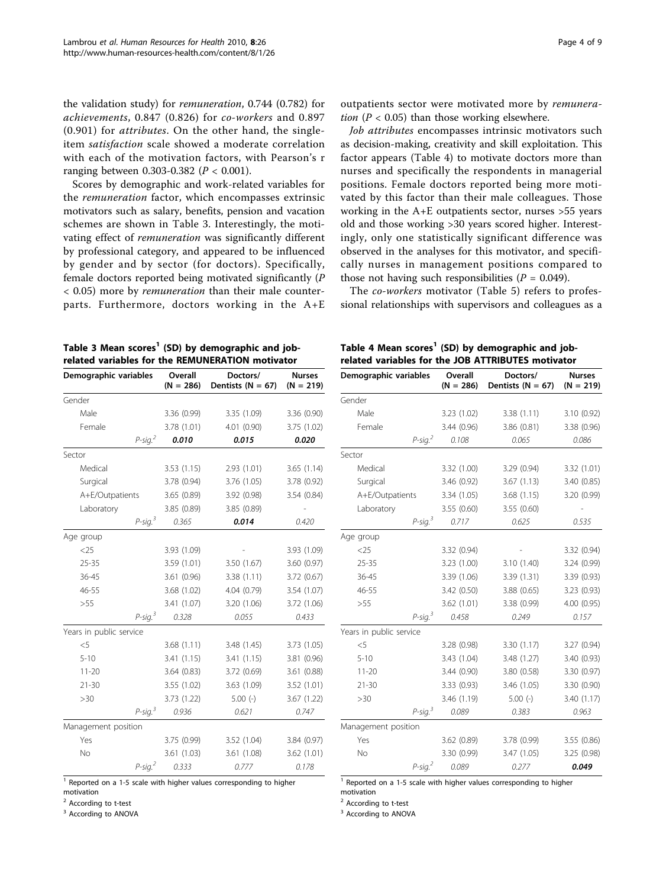the validation study) for *remuneration*, 0.744 (0.782) for *achievements*, 0.847 (0.826) for *co-workers* and 0.897 (0.901) for *attributes*. On the other hand, the single-item *satisfaction* scale showed a moderate correlation with each of the motivation factors, with Pearson's r ranging between 0.303-0.382 ($P < 0.001$).

Scores by demographic and work-related variables for the *remuneration* factor, which encompasses extrinsic motivators such as salary, benefits, pension and vacation schemes are shown in Table 3. Interestingly, the motivating effect of *remuneration* was significantly different by professional category, and appeared to be influenced by gender and by sector (for doctors). Specifically, female doctors reported being motivated significantly ($P < 0.05$) more by *remuneration* than their male counterparts. Furthermore, doctors working in the A+E outpatients sector were motivated more by *remuneration* ($P < 0.05$) than those working elsewhere.

*Job attributes* encompasses intrinsic motivators such as decision-making, creativity and skill exploitation. This factor appears (Table 4) to motivate doctors more than nurses and specifically the respondents in managerial positions. Female doctors reported being more motivated by this factor than their male colleagues. Those working in the A+E outpatients sector, nurses >55 years old and those working >30 years scored higher. Interestingly, only one statistically significant difference was observed in the analyses for this motivator, and specifically nurses in management positions compared to those not having such responsibilities ($P = 0.049$).

The *co-workers* motivator (Table 5) refers to professional relationships with supervisors and colleagues as a

**Table 3 Mean scores[1] (SD) by demographic and job-related variables for the REMUNERATION motivator**

| Demographic variables | Overall (N = 286) | Doctors/ Dentists (N = 67) | Nurses (N = 219) |
|---|---|---|---|
| Gender | | | |
| Male | 3.36 (0.99) | 3.35 (1.09) | 3.36 (0.90) |
| Female | 3.78 (1.01) | 4.01 (0.90) | 3.75 (1.02) |
| *P-sig.*[2] | ***0.010*** | ***0.015*** | ***0.020*** |
| Sector | | | |
| Medical | 3.53 (1.15) | 2.93 (1.01) | 3.65 (1.14) |
| Surgical | 3.78 (0.94) | 3.76 (1.05) | 3.78 (0.92) |
| A+E/Outpatients | 3.65 (0.89) | 3.92 (0.98) | 3.54 (0.84) |
| Laboratory | 3.85 (0.89) | 3.85 (0.89) | - |
| *P-sig.*[3] | *0.365* | ***0.014*** | *0.420* |
| Age group | | | |
| <25 | 3.93 (1.09) | - | 3.93 (1.09) |
| 25-35 | 3.59 (1.01) | 3.50 (1.67) | 3.60 (0.97) |
| 36-45 | 3.61 (0.96) | 3.38 (1.11) | 3.72 (0.67) |
| 46-55 | 3.68 (1.02) | 4.04 (0.79) | 3.54 (1.07) |
| >55 | 3.41 (1.07) | 3.20 (1.06) | 3.72 (1.06) |
| *P-sig.*[3] | *0.328* | *0.055* | *0.433* |
| Years in public service | | | |
| <5 | 3.68 (1.11) | 3.48 (1.45) | 3.73 (1.05) |
| 5-10 | 3.41 (1.15) | 3.41 (1.15) | 3.81 (0.96) |
| 11-20 | 3.64 (0.83) | 3.72 (0.69) | 3.61 (0.88) |
| 21-30 | 3.55 (1.02) | 3.63 (1.09) | 3.52 (1.01) |
| >30 | 3.73 (1.22) | 5.00 (-) | 3.67 (1.22) |
| *P-sig.*[3] | *0.936* | *0.621* | *0.747* |
| Management position | | | |
| Yes | 3.75 (0.99) | 3.52 (1.04) | 3.84 (0.97) |
| No | 3.61 (1.03) | 3.61 (1.08) | 3.62 (1.01) |
| *P-sig.*[2] | *0.333* | *0.777* | *0.178* |

[1] Reported on a 1-5 scale with higher values corresponding to higher motivation

[2] According to t-test

[3] According to ANOVA

**Table 4 Mean scores[1] (SD) by demographic and job-related variables for the JOB ATTRIBUTES motivator**

| Demographic variables | Overall (N = 286) | Doctors/ Dentists (N = 67) | Nurses (N = 219) |
|---|---|---|---|
| Gender | | | |
| Male | 3.23 (1.02) | 3.38 (1.11) | 3.10 (0.92) |
| Female | 3.44 (0.96) | 3.86 (0.81) | 3.38 (0.96) |
| *P-sig.*[2] | *0.108* | *0.065* | *0.086* |
| Sector | | | |
| Medical | 3.32 (1.00) | 3.29 (0.94) | 3.32 (1.01) |
| Surgical | 3.46 (0.92) | 3.67 (1.13) | 3.40 (0.85) |
| A+E/Outpatients | 3.34 (1.05) | 3.68 (1.15) | 3.20 (0.99) |
| Laboratory | 3.55 (0.60) | 3.55 (0.60) | - |
| *P-sig.*[3] | *0.717* | *0.625* | *0.535* |
| Age group | | | |
| <25 | 3.32 (0.94) | - | 3.32 (0.94) |
| 25-35 | 3.23 (1.00) | 3.10 (1.40) | 3.24 (0.99) |
| 36-45 | 3.39 (1.06) | 3.39 (1.31) | 3.39 (0.93) |
| 46-55 | 3.42 (0.50) | 3.88 (0.65) | 3.23 (0.93) |
| >55 | 3.62 (1.01) | 3.38 (0.99) | 4.00 (0.95) |
| *P-sig.*[3] | *0.458* | *0.249* | *0.157* |
| Years in public service | | | |
| <5 | 3.28 (0.98) | 3.30 (1.17) | 3.27 (0.94) |
| 5-10 | 3.43 (1.04) | 3.48 (1.27) | 3.40 (0.93) |
| 11-20 | 3.44 (0.90) | 3.80 (0.58) | 3.30 (0.97) |
| 21-30 | 3.33 (0.93) | 3.46 (1.05) | 3.30 (0.90) |
| >30 | 3.46 (1.19) | 5.00 (-) | 3.40 (1.17) |
| *P-sig.*[3] | *0.089* | *0.383* | *0.963* |
| Management position | | | |
| Yes | 3.62 (0.89) | 3.78 (0.99) | 3.55 (0.86) |
| No | 3.30 (0.99) | 3.47 (1.05) | 3.25 (0.98) |
| *P-sig.*[2] | *0.089* | *0.277* | ***0.049*** |

[1] Reported on a 1-5 scale with higher values corresponding to higher motivation

[2] According to t-test

[3] According to ANOVA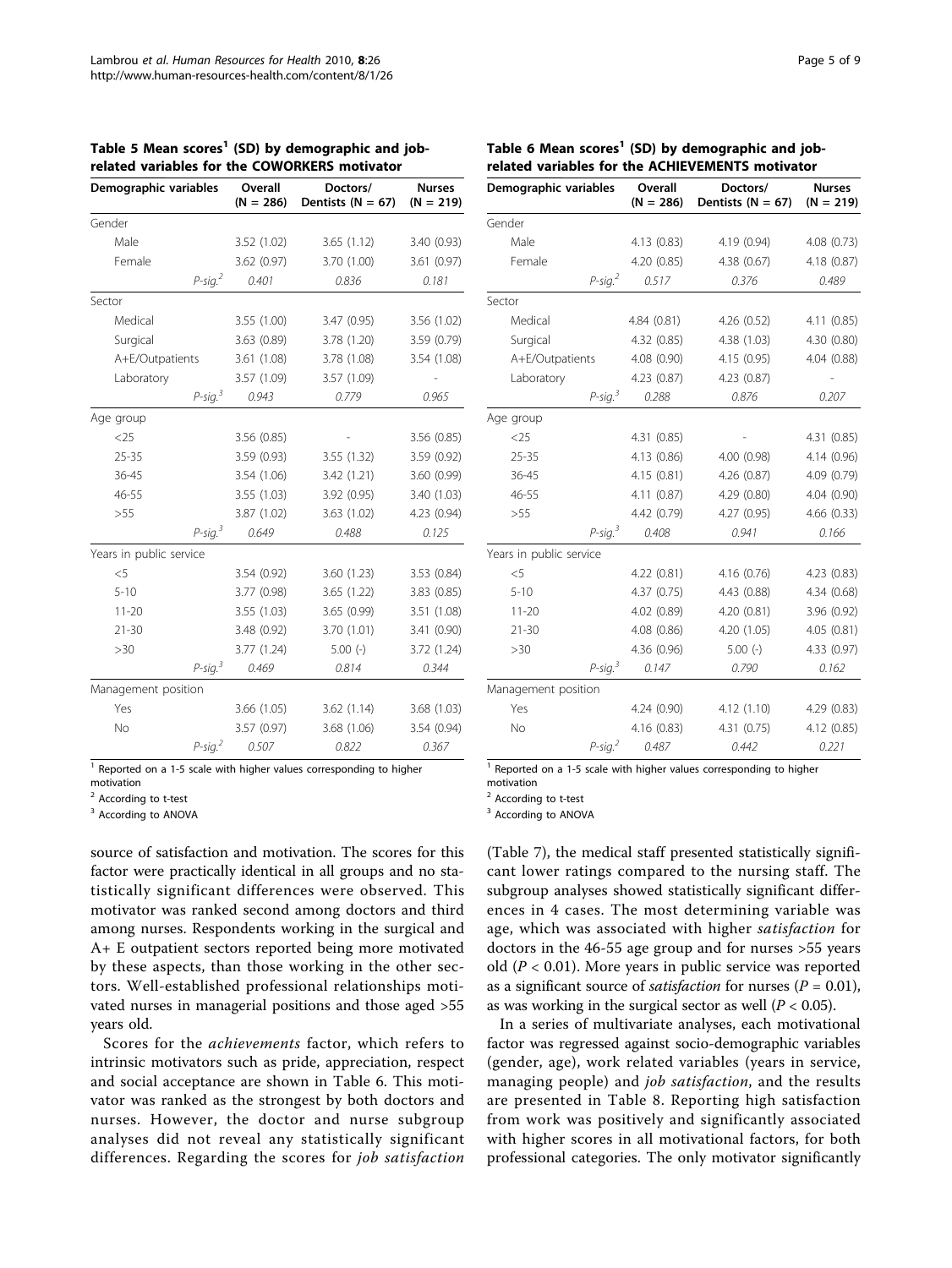**Table 5 Mean scores[1] (SD) by demographic and job-related variables for the COWORKERS motivator**

| Demographic variables | Overall (N = 286) | Doctors/ Dentists (N = 67) | Nurses (N = 219) |
|---|---|---|---|
| Gender | | | |
| Male | 3.52 (1.02) | 3.65 (1.12) | 3.40 (0.93) |
| Female | 3.62 (0.97) | 3.70 (1.00) | 3.61 (0.97) |
| *P-sig.*[2] | 0.401 | 0.836 | 0.181 |
| Sector | | | |
| Medical | 3.55 (1.00) | 3.47 (0.95) | 3.56 (1.02) |
| Surgical | 3.63 (0.89) | 3.78 (1.20) | 3.59 (0.79) |
| A+E/Outpatients | 3.61 (1.08) | 3.78 (1.08) | 3.54 (1.08) |
| Laboratory | 3.57 (1.09) | 3.57 (1.09) | - |
| *P-sig.*[3] | 0.943 | 0.779 | 0.965 |
| Age group | | | |
| <25 | 3.56 (0.85) | - | 3.56 (0.85) |
| 25-35 | 3.59 (0.93) | 3.55 (1.32) | 3.59 (0.92) |
| 36-45 | 3.54 (1.06) | 3.42 (1.21) | 3.60 (0.99) |
| 46-55 | 3.55 (1.03) | 3.92 (0.95) | 3.40 (1.03) |
| >55 | 3.87 (1.02) | 3.63 (1.02) | 4.23 (0.94) |
| *P-sig.*[3] | 0.649 | 0.488 | 0.125 |
| Years in public service | | | |
| <5 | 3.54 (0.92) | 3.60 (1.23) | 3.53 (0.84) |
| 5-10 | 3.77 (0.98) | 3.65 (1.22) | 3.83 (0.85) |
| 11-20 | 3.55 (1.03) | 3.65 (0.99) | 3.51 (1.08) |
| 21-30 | 3.48 (0.92) | 3.70 (1.01) | 3.41 (0.90) |
| >30 | 3.77 (1.24) | 5.00 (-) | 3.72 (1.24) |
| *P-sig.*[3] | 0.469 | 0.814 | 0.344 |
| Management position | | | |
| Yes | 3.66 (1.05) | 3.62 (1.14) | 3.68 (1.03) |
| No | 3.57 (0.97) | 3.68 (1.06) | 3.54 (0.94) |
| *P-sig.*[2] | 0.507 | 0.822 | 0.367 |

[1] Reported on a 1-5 scale with higher values corresponding to higher motivation
[2] According to t-test
[3] According to ANOVA

**Table 6 Mean scores[1] (SD) by demographic and job-related variables for the ACHIEVEMENTS motivator**

| Demographic variables | Overall (N = 286) | Doctors/ Dentists (N = 67) | Nurses (N = 219) |
|---|---|---|---|
| Gender | | | |
| Male | 4.13 (0.83) | 4.19 (0.94) | 4.08 (0.73) |
| Female | 4.20 (0.85) | 4.38 (0.67) | 4.18 (0.87) |
| *P-sig.*[2] | 0.517 | 0.376 | 0.489 |
| Sector | | | |
| Medical | 4.84 (0.81) | 4.26 (0.52) | 4.11 (0.85) |
| Surgical | 4.32 (0.85) | 4.38 (1.03) | 4.30 (0.80) |
| A+E/Outpatients | 4.08 (0.90) | 4.15 (0.95) | 4.04 (0.88) |
| Laboratory | 4.23 (0.87) | 4.23 (0.87) | - |
| *P-sig.*[3] | 0.288 | 0.876 | 0.207 |
| Age group | | | |
| <25 | 4.31 (0.85) | - | 4.31 (0.85) |
| 25-35 | 4.13 (0.86) | 4.00 (0.98) | 4.14 (0.96) |
| 36-45 | 4.15 (0.81) | 4.26 (0.87) | 4.09 (0.79) |
| 46-55 | 4.11 (0.87) | 4.29 (0.80) | 4.04 (0.90) |
| >55 | 4.42 (0.79) | 4.27 (0.95) | 4.66 (0.33) |
| *P-sig.*[3] | 0.408 | 0.941 | 0.166 |
| Years in public service | | | |
| <5 | 4.22 (0.81) | 4.16 (0.76) | 4.23 (0.83) |
| 5-10 | 4.37 (0.75) | 4.43 (0.88) | 4.34 (0.68) |
| 11-20 | 4.02 (0.89) | 4.20 (0.81) | 3.96 (0.92) |
| 21-30 | 4.08 (0.86) | 4.20 (1.05) | 4.05 (0.81) |
| >30 | 4.36 (0.96) | 5.00 (-) | 4.33 (0.97) |
| *P-sig.*[3] | 0.147 | 0.790 | 0.162 |
| Management position | | | |
| Yes | 4.24 (0.90) | 4.12 (1.10) | 4.29 (0.83) |
| No | 4.16 (0.83) | 4.31 (0.75) | 4.12 (0.85) |
| *P-sig.*[2] | 0.487 | 0.442 | 0.221 |

[1] Reported on a 1-5 scale with higher values corresponding to higher motivation
[2] According to t-test
[3] According to ANOVA

source of satisfaction and motivation. The scores for this factor were practically identical in all groups and no statistically significant differences were observed. This motivator was ranked second among doctors and third among nurses. Respondents working in the surgical and A+ E outpatient sectors reported being more motivated by these aspects, than those working in the other sectors. Well-established professional relationships motivated nurses in managerial positions and those aged >55 years old.

Scores for the *achievements* factor, which refers to intrinsic motivators such as pride, appreciation, respect and social acceptance are shown in Table 6. This motivator was ranked as the strongest by both doctors and nurses. However, the doctor and nurse subgroup analyses did not reveal any statistically significant differences. Regarding the scores for *job satisfaction* (Table 7), the medical staff presented statistically significant lower ratings compared to the nursing staff. The subgroup analyses showed statistically significant differences in 4 cases. The most determining variable was age, which was associated with higher *satisfaction* for doctors in the 46-55 age group and for nurses >55 years old ($P < 0.01$). More years in public service was reported as a significant source of *satisfaction* for nurses ($P = 0.01$), as was working in the surgical sector as well ($P < 0.05$).

In a series of multivariate analyses, each motivational factor was regressed against socio-demographic variables (gender, age), work related variables (years in service, managing people) and *job satisfaction*, and the results are presented in Table 8. Reporting high satisfaction from work was positively and significantly associated with higher scores in all motivational factors, for both professional categories. The only motivator significantly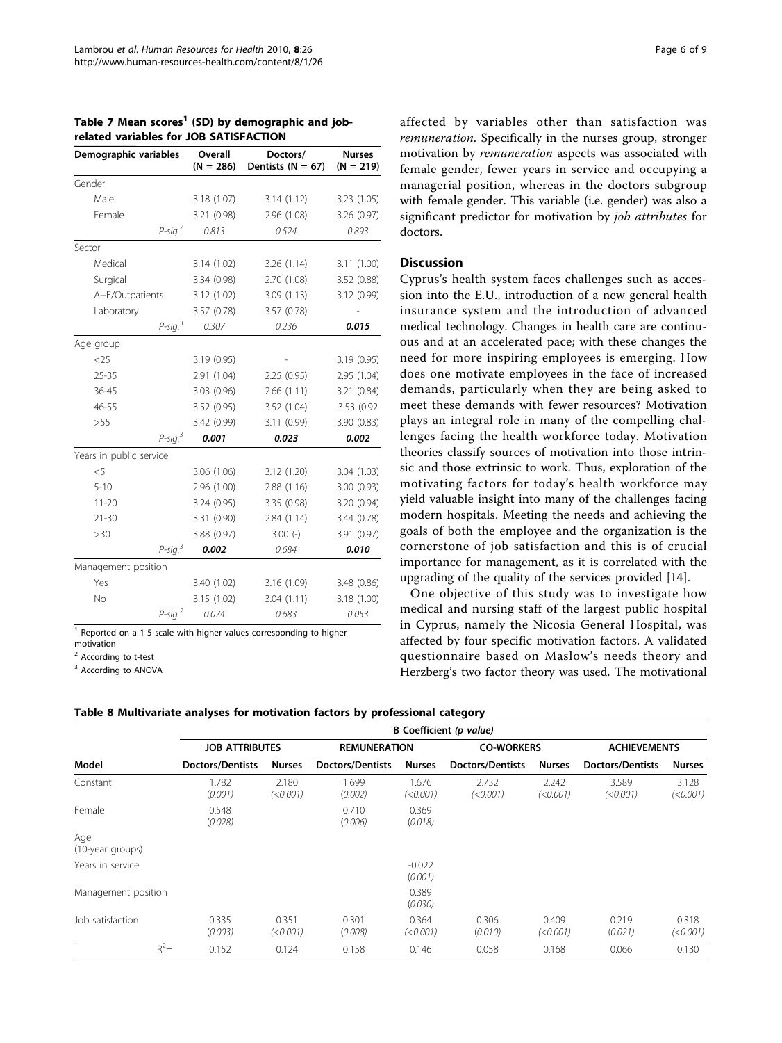**Table 7 Mean scores[1] (SD) by demographic and job-related variables for JOB SATISFACTION**

| Demographic variables | Overall (N = 286) | Doctors/ Dentists (N = 67) | Nurses (N = 219) |
|---|---|---|---|
| Gender | | | |
| Male | 3.18 (1.07) | 3.14 (1.12) | 3.23 (1.05) |
| Female | 3.21 (0.98) | 2.96 (1.08) | 3.26 (0.97) |
| *P-sig.*[2] | *0.813* | *0.524* | *0.893* |
| Sector | | | |
| Medical | 3.14 (1.02) | 3.26 (1.14) | 3.11 (1.00) |
| Surgical | 3.34 (0.98) | 2.70 (1.08) | 3.52 (0.88) |
| A+E/Outpatients | 3.12 (1.02) | 3.09 (1.13) | 3.12 (0.99) |
| Laboratory | 3.57 (0.78) | 3.57 (0.78) | - |
| *P-sig.*[3] | *0.307* | *0.236* | ***0.015*** |
| Age group | | | |
| <25 | 3.19 (0.95) | - | 3.19 (0.95) |
| 25-35 | 2.91 (1.04) | 2.25 (0.95) | 2.95 (1.04) |
| 36-45 | 3.03 (0.96) | 2.66 (1.11) | 3.21 (0.84) |
| 46-55 | 3.52 (0.95) | 3.52 (1.04) | 3.53 (0.92 |
| >55 | 3.42 (0.99) | 3.11 (0.99) | 3.90 (0.83) |
| *P-sig.*[3] | ***0.001*** | ***0.023*** | ***0.002*** |
| Years in public service | | | |
| <5 | 3.06 (1.06) | 3.12 (1.20) | 3.04 (1.03) |
| 5-10 | 2.96 (1.00) | 2.88 (1.16) | 3.00 (0.93) |
| 11-20 | 3.24 (0.95) | 3.35 (0.98) | 3.20 (0.94) |
| 21-30 | 3.31 (0.90) | 2.84 (1.14) | 3.44 (0.78) |
| >30 | 3.88 (0.97) | 3.00 (-) | 3.91 (0.97) |
| *P-sig.*[3] | ***0.002*** | *0.684* | ***0.010*** |
| Management position | | | |
| Yes | 3.40 (1.02) | 3.16 (1.09) | 3.48 (0.86) |
| No | 3.15 (1.02) | 3.04 (1.11) | 3.18 (1.00) |
| *P-sig.*[2] | *0.074* | *0.683* | *0.053* |

[1] Reported on a 1-5 scale with higher values corresponding to higher motivation

[2] According to t-test

[3] According to ANOVA

affected by variables other than satisfaction was *remuneration*. Specifically in the nurses group, stronger motivation by *remuneration* aspects was associated with female gender, fewer years in service and occupying a managerial position, whereas in the doctors subgroup with female gender. This variable (i.e. gender) was also a significant predictor for motivation by *job attributes* for doctors.

## Discussion

Cyprus's health system faces challenges such as accession into the E.U., introduction of a new general health insurance system and the introduction of advanced medical technology. Changes in health care are continuous and at an accelerated pace; with these changes the need for more inspiring employees is emerging. How does one motivate employees in the face of increased demands, particularly when they are being asked to meet these demands with fewer resources? Motivation plays an integral role in many of the compelling challenges facing the health workforce today. Motivation theories classify sources of motivation into those intrinsic and those extrinsic to work. Thus, exploration of the motivating factors for today's health workforce may yield valuable insight into many of the challenges facing modern hospitals. Meeting the needs and achieving the goals of both the employee and the organization is the cornerstone of job satisfaction and this is of crucial importance for management, as it is correlated with the upgrading of the quality of the services provided [14].

One objective of this study was to investigate how medical and nursing staff of the largest public hospital in Cyprus, namely the Nicosia General Hospital, was affected by four specific motivation factors. A validated questionnaire based on Maslow's needs theory and Herzberg's two factor theory was used. The motivational

**Table 8 Multivariate analyses for motivation factors by professional category**

| | B Coefficient *(p value)* | | | | | | | |
|---|---|---|---|---|---|---|---|---|
| | JOB ATTRIBUTES | | REMUNERATION | | CO-WORKERS | | ACHIEVEMENTS | |
| Model | Doctors/Dentists | Nurses | Doctors/Dentists | Nurses | Doctors/Dentists | Nurses | Doctors/Dentists | Nurses |
| Constant | 1.782 *(0.001)* | 2.180 *(<0.001)* | 1.699 *(0.002)* | 1.676 *(<0.001)* | 2.732 *(<0.001)* | 2.242 *(<0.001)* | 3.589 *(<0.001)* | 3.128 *(<0.001)* |
| Female | 0.548 *(0.028)* | | 0.710 *(0.006)* | 0.369 *(0.018)* | | | | |
| Age (10-year groups) | | | | | | | | |
| Years in service | | | | -0.022 *(0.001)* | | | | |
| Management position | | | | 0.389 *(0.030)* | | | | |
| Job satisfaction | 0.335 *(0.003)* | 0.351 *(<0.001)* | 0.301 *(0.008)* | 0.364 *(<0.001)* | 0.306 *(0.010)* | 0.409 *(<0.001)* | 0.219 *(0.021)* | 0.318 *(<0.001)* |
| $R^2$= | 0.152 | 0.124 | 0.158 | 0.146 | 0.058 | 0.168 | 0.066 | 0.130 |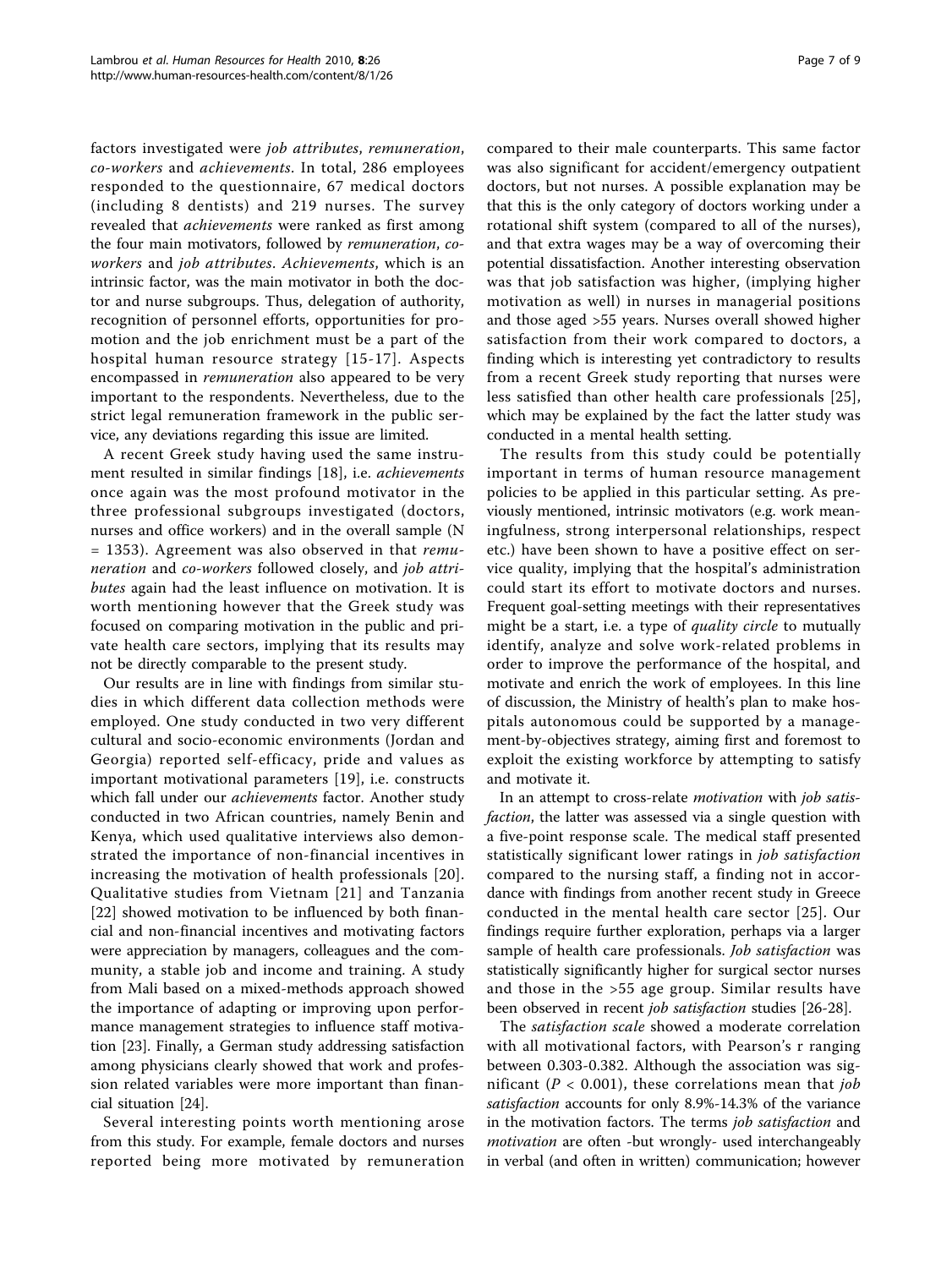factors investigated were *job attributes*, *remuneration*, *co-workers* and *achievements*. In total, 286 employees responded to the questionnaire, 67 medical doctors (including 8 dentists) and 219 nurses. The survey revealed that *achievements* were ranked as first among the four main motivators, followed by *remuneration*, *co-workers* and *job attributes*. *Achievements*, which is an intrinsic factor, was the main motivator in both the doctor and nurse subgroups. Thus, delegation of authority, recognition of personnel efforts, opportunities for promotion and the job enrichment must be a part of the hospital human resource strategy [15-17]. Aspects encompassed in *remuneration* also appeared to be very important to the respondents. Nevertheless, due to the strict legal remuneration framework in the public service, any deviations regarding this issue are limited.

A recent Greek study having used the same instrument resulted in similar findings [18], i.e. *achievements* once again was the most profound motivator in the three professional subgroups investigated (doctors, nurses and office workers) and in the overall sample (N = 1353). Agreement was also observed in that *remuneration* and *co-workers* followed closely, and *job attributes* again had the least influence on motivation. It is worth mentioning however that the Greek study was focused on comparing motivation in the public and private health care sectors, implying that its results may not be directly comparable to the present study.

Our results are in line with findings from similar studies in which different data collection methods were employed. One study conducted in two very different cultural and socio-economic environments (Jordan and Georgia) reported self-efficacy, pride and values as important motivational parameters [19], i.e. constructs which fall under our *achievements* factor. Another study conducted in two African countries, namely Benin and Kenya, which used qualitative interviews also demonstrated the importance of non-financial incentives in increasing the motivation of health professionals [20]. Qualitative studies from Vietnam [21] and Tanzania [22] showed motivation to be influenced by both financial and non-financial incentives and motivating factors were appreciation by managers, colleagues and the community, a stable job and income and training. A study from Mali based on a mixed-methods approach showed the importance of adapting or improving upon performance management strategies to influence staff motivation [23]. Finally, a German study addressing satisfaction among physicians clearly showed that work and profession related variables were more important than financial situation [24].

Several interesting points worth mentioning arose from this study. For example, female doctors and nurses reported being more motivated by remuneration compared to their male counterparts. This same factor was also significant for accident/emergency outpatient doctors, but not nurses. A possible explanation may be that this is the only category of doctors working under a rotational shift system (compared to all of the nurses), and that extra wages may be a way of overcoming their potential dissatisfaction. Another interesting observation was that job satisfaction was higher, (implying higher motivation as well) in nurses in managerial positions and those aged >55 years. Nurses overall showed higher satisfaction from their work compared to doctors, a finding which is interesting yet contradictory to results from a recent Greek study reporting that nurses were less satisfied than other health care professionals [25], which may be explained by the fact the latter study was conducted in a mental health setting.

The results from this study could be potentially important in terms of human resource management policies to be applied in this particular setting. As previously mentioned, intrinsic motivators (e.g. work meaningfulness, strong interpersonal relationships, respect etc.) have been shown to have a positive effect on service quality, implying that the hospital's administration could start its effort to motivate doctors and nurses. Frequent goal-setting meetings with their representatives might be a start, i.e. a type of *quality circle* to mutually identify, analyze and solve work-related problems in order to improve the performance of the hospital, and motivate and enrich the work of employees. In this line of discussion, the Ministry of health's plan to make hospitals autonomous could be supported by a management-by-objectives strategy, aiming first and foremost to exploit the existing workforce by attempting to satisfy and motivate it.

In an attempt to cross-relate *motivation* with *job satisfaction*, the latter was assessed via a single question with a five-point response scale. The medical staff presented statistically significant lower ratings in *job satisfaction* compared to the nursing staff, a finding not in accordance with findings from another recent study in Greece conducted in the mental health care sector [25]. Our findings require further exploration, perhaps via a larger sample of health care professionals. *Job satisfaction* was statistically significantly higher for surgical sector nurses and those in the >55 age group. Similar results have been observed in recent *job satisfaction* studies [26-28].

The *satisfaction scale* showed a moderate correlation with all motivational factors, with Pearson's r ranging between 0.303-0.382. Although the association was significant ($P < 0.001$), these correlations mean that *job satisfaction* accounts for only 8.9%-14.3% of the variance in the motivation factors. The terms *job satisfaction* and *motivation* are often -but wrongly- used interchangeably in verbal (and often in written) communication; however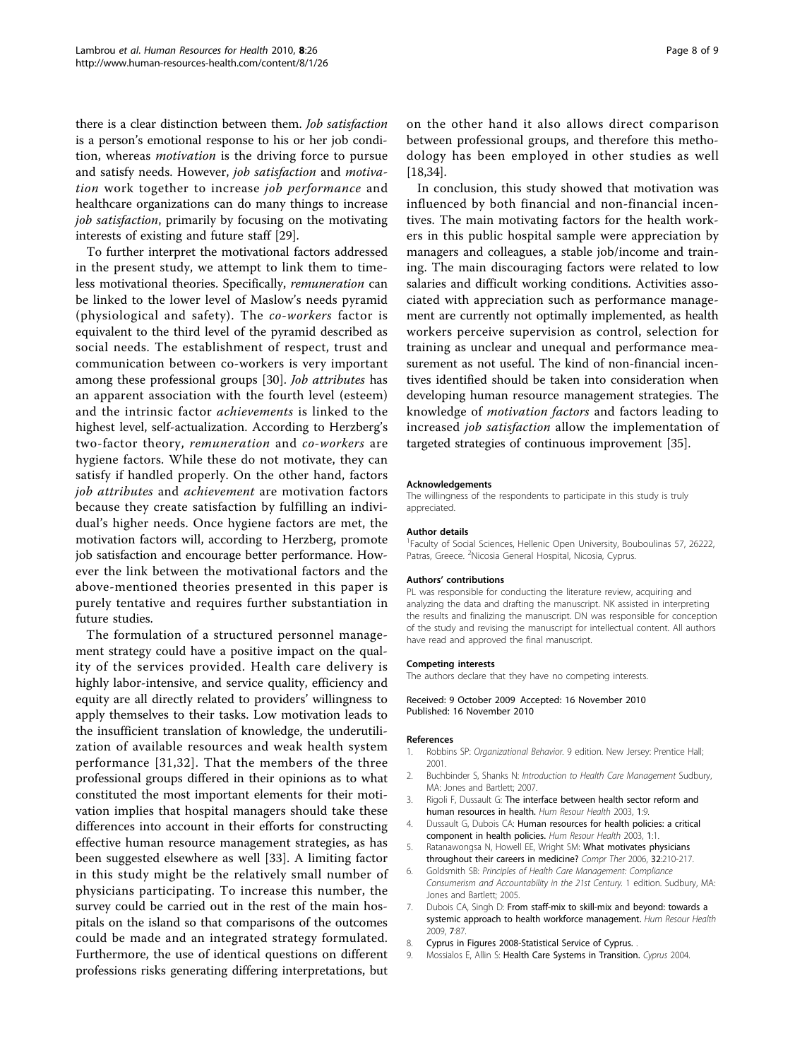there is a clear distinction between them. *Job satisfaction* is a person's emotional response to his or her job condition, whereas *motivation* is the driving force to pursue and satisfy needs. However, *job satisfaction* and *motivation* work together to increase *job performance* and healthcare organizations can do many things to increase *job satisfaction*, primarily by focusing on the motivating interests of existing and future staff [29].

To further interpret the motivational factors addressed in the present study, we attempt to link them to timeless motivational theories. Specifically, *remuneration* can be linked to the lower level of Maslow's needs pyramid (physiological and safety). The *co-workers* factor is equivalent to the third level of the pyramid described as social needs. The establishment of respect, trust and communication between co-workers is very important among these professional groups [30]. *Job attributes* has an apparent association with the fourth level (esteem) and the intrinsic factor *achievements* is linked to the highest level, self-actualization. According to Herzberg's two-factor theory, *remuneration* and *co-workers* are hygiene factors. While these do not motivate, they can satisfy if handled properly. On the other hand, factors *job attributes* and *achievement* are motivation factors because they create satisfaction by fulfilling an individual's higher needs. Once hygiene factors are met, the motivation factors will, according to Herzberg, promote job satisfaction and encourage better performance. However the link between the motivational factors and the above-mentioned theories presented in this paper is purely tentative and requires further substantiation in future studies.

The formulation of a structured personnel management strategy could have a positive impact on the quality of the services provided. Health care delivery is highly labor-intensive, and service quality, efficiency and equity are all directly related to providers' willingness to apply themselves to their tasks. Low motivation leads to the insufficient translation of knowledge, the underutilization of available resources and weak health system performance [31,32]. That the members of the three professional groups differed in their opinions as to what constituted the most important elements for their motivation implies that hospital managers should take these differences into account in their efforts for constructing effective human resource management strategies, as has been suggested elsewhere as well [33]. A limiting factor in this study might be the relatively small number of physicians participating. To increase this number, the survey could be carried out in the rest of the main hospitals on the island so that comparisons of the outcomes could be made and an integrated strategy formulated. Furthermore, the use of identical questions on different professions risks generating differing interpretations, but on the other hand it also allows direct comparison between professional groups, and therefore this methodology has been employed in other studies as well [18,34].

In conclusion, this study showed that motivation was influenced by both financial and non-financial incentives. The main motivating factors for the health workers in this public hospital sample were appreciation by managers and colleagues, a stable job/income and training. The main discouraging factors were related to low salaries and difficult working conditions. Activities associated with appreciation such as performance management are currently not optimally implemented, as health workers perceive supervision as control, selection for training as unclear and unequal and performance measurement as not useful. The kind of non-financial incentives identified should be taken into consideration when developing human resource management strategies. The knowledge of *motivation factors* and factors leading to increased *job satisfaction* allow the implementation of targeted strategies of continuous improvement [35].

#### Acknowledgements

The willingness of the respondents to participate in this study is truly appreciated.

#### Author details

[1]Faculty of Social Sciences, Hellenic Open University, Bouboulinas 57, 26222, Patras, Greece. [2]Nicosia General Hospital, Nicosia, Cyprus.

#### Authors' contributions

PL was responsible for conducting the literature review, acquiring and analyzing the data and drafting the manuscript. NK assisted in interpreting the results and finalizing the manuscript. DN was responsible for conception of the study and revising the manuscript for intellectual content. All authors have read and approved the final manuscript.

#### Competing interests

The authors declare that they have no competing interests.

Received: 9 October 2009 Accepted: 16 November 2010
Published: 16 November 2010

#### References

1. Robbins SP: *Organizational Behavior.* 9 edition. New Jersey: Prentice Hall; 2001.
2. Buchbinder S, Shanks N: *Introduction to Health Care Management* Sudbury, MA: Jones and Bartlett; 2007.
3. Rigoli F, Dussault G: **The interface between health sector reform and human resources in health.** *Hum Resour Health* 2003, **1**:9.
4. Dussault G, Dubois CA: **Human resources for health policies: a critical component in health policies.** *Hum Resour Health* 2003, **1**:1.
5. Ratanawongsa N, Howell EE, Wright SM: **What motivates physicians throughout their careers in medicine?** *Compr Ther* 2006, **32**:210-217.
6. Goldsmith SB: *Principles of Health Care Management: Compliance Consumerism and Accountability in the 21st Century.* 1 edition. Sudbury, MA: Jones and Bartlett; 2005.
7. Dubois CA, Singh D: **From staff-mix to skill-mix and beyond: towards a systemic approach to health workforce management.** *Hum Resour Health* 2009, **7**:87.
8. **Cyprus in Figures 2008-Statistical Service of Cyprus.** .
9. Mossialos E, Allin S: **Health Care Systems in Transition.** *Cyprus* 2004.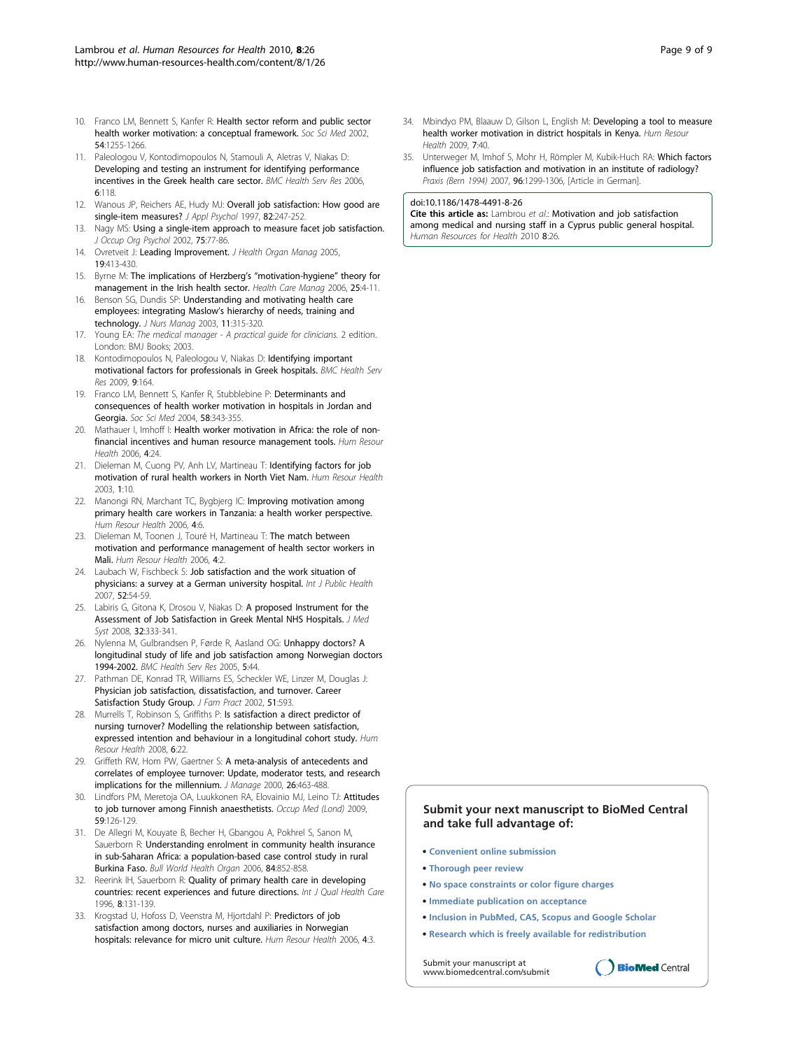10. Franco LM, Bennett S, Kanfer R: **Health sector reform and public sector health worker motivation: a conceptual framework.** *Soc Sci Med* 2002, **54**:1255-1266.
11. Paleologou V, Kontodimopoulos N, Stamouli A, Aletras V, Niakas D: **Developing and testing an instrument for identifying performance incentives in the Greek health care sector.** *BMC Health Serv Res* 2006, **6**:118.
12. Wanous JP, Reichers AE, Hudy MJ: **Overall job satisfaction: How good are single-item measures?** *J Appl Psychol* 1997, **82**:247-252.
13. Nagy MS: **Using a single-item approach to measure facet job satisfaction.** *J Occup Org Psychol* 2002, **75**:77-86.
14. Ovretveit J: **Leading Improvement.** *J Health Organ Manag* 2005, **19**:413-430.
15. Byrne M: **The implications of Herzberg's "motivation-hygiene" theory for management in the Irish health sector.** *Health Care Manag* 2006, **25**:4-11.
16. Benson SG, Dundis SP: **Understanding and motivating health care employees: integrating Maslow's hierarchy of needs, training and technology.** *J Nurs Manag* 2003, **11**:315-320.
17. Young EA: *The medical manager - A practical guide for clinicians.* 2 edition. London: BMJ Books; 2003.
18. Kontodimopoulos N, Paleologou V, Niakas D: **Identifying important motivational factors for professionals in Greek hospitals.** *BMC Health Serv Res* 2009, **9**:164.
19. Franco LM, Bennett S, Kanfer R, Stubblebine P: **Determinants and consequences of health worker motivation in hospitals in Jordan and Georgia.** *Soc Sci Med* 2004, **58**:343-355.
20. Mathauer I, Imhoff I: **Health worker motivation in Africa: the role of non-financial incentives and human resource management tools.** *Hum Resour Health* 2006, **4**:24.
21. Dieleman M, Cuong PV, Anh LV, Martineau T: **Identifying factors for job motivation of rural health workers in North Viet Nam.** *Hum Resour Health* 2003, **1**:10.
22. Manongi RN, Marchant TC, Bygbjerg IC: **Improving motivation among primary health care workers in Tanzania: a health worker perspective.** *Hum Resour Health* 2006, **4**:6.
23. Dieleman M, Toonen J, Touré H, Martineau T: **The match between motivation and performance management of health sector workers in Mali.** *Hum Resour Health* 2006, **4**:2.
24. Laubach W, Fischbeck S: **Job satisfaction and the work situation of physicians: a survey at a German university hospital.** *Int J Public Health* 2007, **52**:54-59.
25. Labiris G, Gitona K, Drosou V, Niakas D: **A proposed Instrument for the Assessment of Job Satisfaction in Greek Mental NHS Hospitals.** *J Med Syst* 2008, **32**:333-341.
26. Nylenna M, Gulbrandsen P, Førde R, Aasland OG: **Unhappy doctors? A longitudinal study of life and job satisfaction among Norwegian doctors 1994-2002.** *BMC Health Serv Res* 2005, **5**:44.
27. Pathman DE, Konrad TR, Williams ES, Scheckler WE, Linzer M, Douglas J: **Physician job satisfaction, dissatisfaction, and turnover. Career Satisfaction Study Group.** *J Fam Pract* 2002, **51**:593.
28. Murrells T, Robinson S, Griffiths P: **Is satisfaction a direct predictor of nursing turnover? Modelling the relationship between satisfaction, expressed intention and behaviour in a longitudinal cohort study.** *Hum Resour Health* 2008, **6**:22.
29. Griffeth RW, Hom PW, Gaertner S: **A meta-analysis of antecedents and correlates of employee turnover: Update, moderator tests, and research implications for the millennium.** *J Manage* 2000, **26**:463-488.
30. Lindfors PM, Meretoja OA, Luukkonen RA, Elovainio MJ, Leino TJ: **Attitudes to job turnover among Finnish anaesthetists.** *Occup Med (Lond)* 2009, **59**:126-129.
31. De Allegri M, Kouyate B, Becher H, Gbangou A, Pokhrel S, Sanon M, Sauerborn R: **Understanding enrolment in community health insurance in sub-Saharan Africa: a population-based case control study in rural Burkina Faso.** *Bull World Health Organ* 2006, **84**:852-858.
32. Reerink IH, Sauerborn R: **Quality of primary health care in developing countries: recent experiences and future directions.** *Int J Qual Health Care* 1996, **8**:131-139.
33. Krogstad U, Hofoss D, Veenstra M, Hjortdahl P: **Predictors of job satisfaction among doctors, nurses and auxiliaries in Norwegian hospitals: relevance for micro unit culture.** *Hum Resour Health* 2006, **4**:3.
34. Mbindyo PM, Blaauw D, Gilson L, English M: **Developing a tool to measure health worker motivation in district hospitals in Kenya.** *Hum Resour Health* 2009, **7**:40.
35. Unterweger M, Imhof S, Mohr H, Römpler M, Kubik-Huch RA: **Which factors influence job satisfaction and motivation in an institute of radiology?** *Praxis (Bern 1994)* 2007, **96**:1299-1306, [Article in German].

doi:10.1186/1478-4491-8-26

**Cite this article as:** Lambrou *et al.*: Motivation and job satisfaction among medical and nursing staff in a Cyprus public general hospital. *Human Resources for Health* 2010 **8**:26.

**Submit your next manuscript to BioMed Central and take full advantage of:**

- **Convenient online submission**
- **Thorough peer review**
- **No space constraints or color figure charges**
- **Immediate publication on acceptance**
- **Inclusion in PubMed, CAS, Scopus and Google Scholar**
- **Research which is freely available for redistribution**

Submit your manuscript at
www.biomedcentral.com/submit

BioMed Central